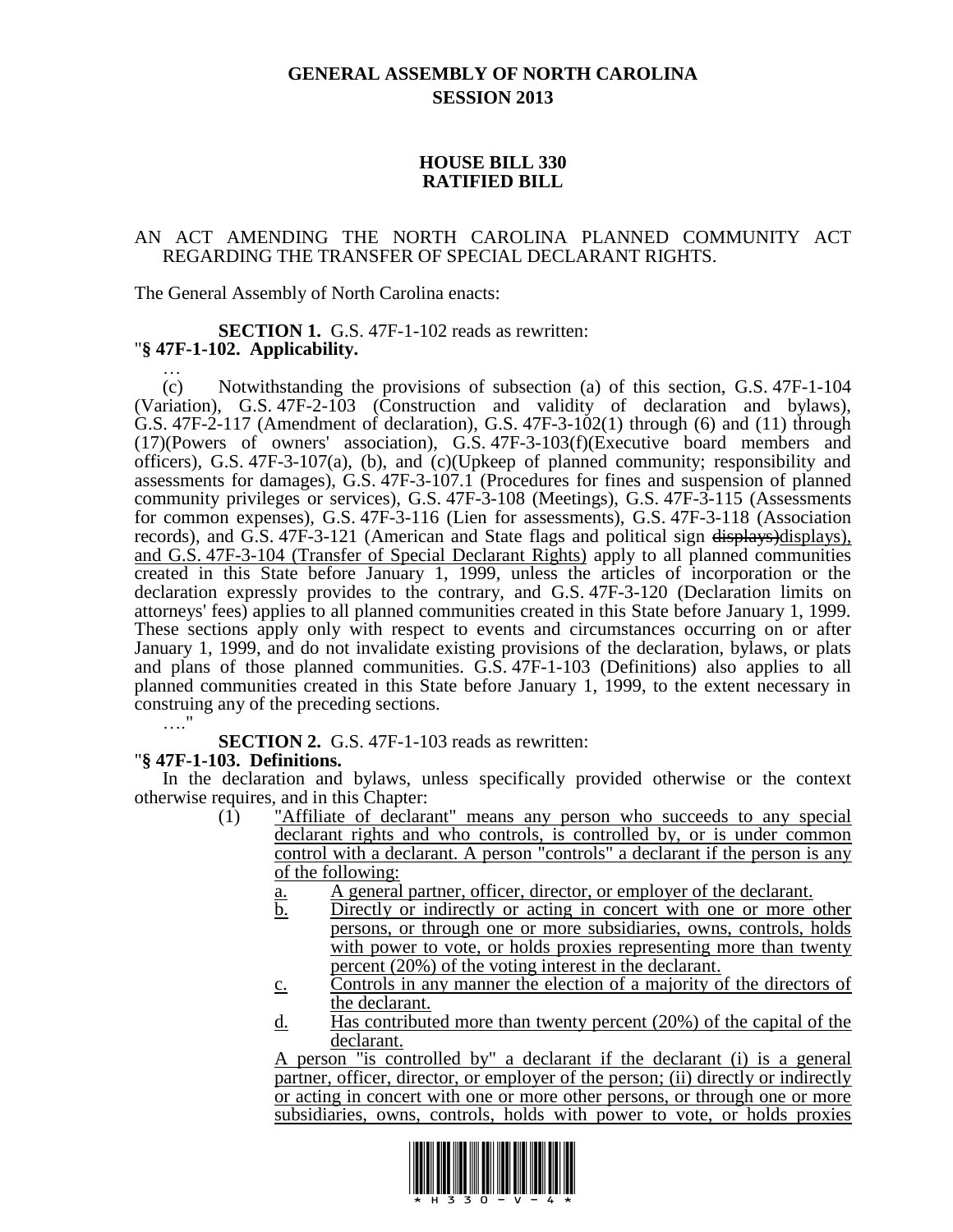# GENERAL ASSEMBLY OF NORTH CAROLINA
## SESSION 2013

## HOUSE BILL 330
## RATIFIED BILL

AN ACT AMENDING THE NORTH CAROLINA PLANNED COMMUNITY ACT REGARDING THE TRANSFER OF SPECIAL DECLARANT RIGHTS.

The General Assembly of North Carolina enacts:

**SECTION 1.** G.S. 47F-1-102 reads as rewritten:

"**§ 47F-1-102. Applicability.**

…

(c) Notwithstanding the provisions of subsection (a) of this section, G.S. 47F-1-104 (Variation), G.S. 47F-2-103 (Construction and validity of declaration and bylaws), G.S. 47F-2-117 (Amendment of declaration), G.S. 47F-3-102(1) through (6) and (11) through (17)(Powers of owners' association), G.S. 47F-3-103(f)(Executive board members and officers), G.S. 47F-3-107(a), (b), and (c)(Upkeep of planned community; responsibility and assessments for damages), G.S. 47F-3-107.1 (Procedures for fines and suspension of planned community privileges or services), G.S. 47F-3-108 (Meetings), G.S. 47F-3-115 (Assessments for common expenses), G.S. 47F-3-116 (Lien for assessments), G.S. 47F-3-118 (Association records), and G.S. 47F-3-121 (American and State flags and political sign ~~displays)~~displays), and G.S. 47F-3-104 (Transfer of Special Declarant Rights) apply to all planned communities created in this State before January 1, 1999, unless the articles of incorporation or the declaration expressly provides to the contrary, and G.S. 47F-3-120 (Declaration limits on attorneys' fees) applies to all planned communities created in this State before January 1, 1999. These sections apply only with respect to events and circumstances occurring on or after January 1, 1999, and do not invalidate existing provisions of the declaration, bylaws, or plats and plans of those planned communities. G.S. 47F-1-103 (Definitions) also applies to all planned communities created in this State before January 1, 1999, to the extent necessary in construing any of the preceding sections.

…."

**SECTION 2.** G.S. 47F-1-103 reads as rewritten:

"**§ 47F-1-103. Definitions.**

In the declaration and bylaws, unless specifically provided otherwise or the context otherwise requires, and in this Chapter:

(1) "Affiliate of declarant" means any person who succeeds to any special declarant rights and who controls, is controlled by, or is under common control with a declarant. A person "controls" a declarant if the person is any of the following:

a. A general partner, officer, director, or employer of the declarant.

b. Directly or indirectly or acting in concert with one or more other persons, or through one or more subsidiaries, owns, controls, holds with power to vote, or holds proxies representing more than twenty percent (20%) of the voting interest in the declarant.

c. Controls in any manner the election of a majority of the directors of the declarant.

d. Has contributed more than twenty percent (20%) of the capital of the declarant.

A person "is controlled by" a declarant if the declarant (i) is a general partner, officer, director, or employer of the person; (ii) directly or indirectly or acting in concert with one or more other persons, or through one or more subsidiaries, owns, controls, holds with power to vote, or holds proxies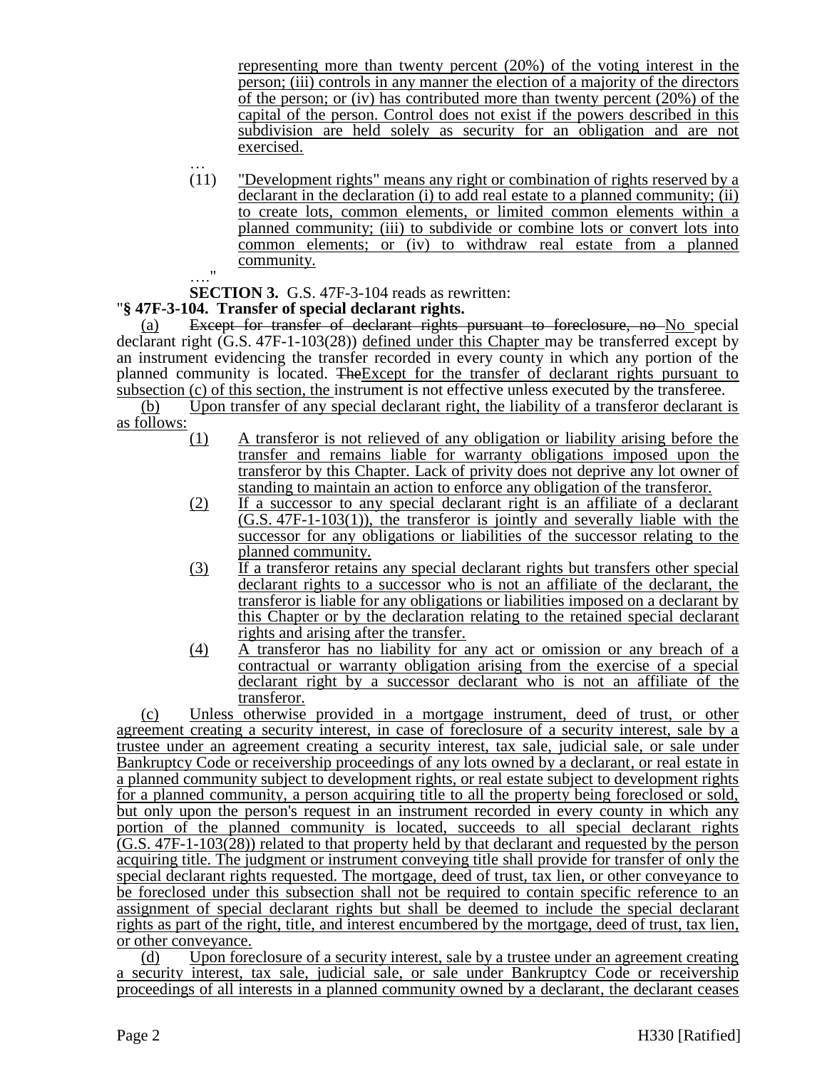representing more than twenty percent (20%) of the voting interest in the person; (iii) controls in any manner the election of a majority of the directors of the person; or (iv) has contributed more than twenty percent (20%) of the capital of the person. Control does not exist if the powers described in this subdivision are held solely as security for an obligation and are not exercised.

…

(11) "Development rights" means any right or combination of rights reserved by a declarant in the declaration (i) to add real estate to a planned community; (ii) to create lots, common elements, or limited common elements within a planned community; (iii) to subdivide or combine lots or convert lots into common elements; or (iv) to withdraw real estate from a planned community.

…."

**SECTION 3.** G.S. 47F-3-104 reads as rewritten:

"**§ 47F-3-104. Transfer of special declarant rights.**

(a) ~~Except for transfer of declarant rights pursuant to foreclosure, no~~ No special declarant right (G.S. 47F-1-103(28)) defined under this Chapter may be transferred except by an instrument evidencing the transfer recorded in every county in which any portion of the planned community is located. ~~The~~Except for the transfer of declarant rights pursuant to subsection (c) of this section, the instrument is not effective unless executed by the transferee.

(b) Upon transfer of any special declarant right, the liability of a transferor declarant is as follows:

(1) A transferor is not relieved of any obligation or liability arising before the transfer and remains liable for warranty obligations imposed upon the transferor by this Chapter. Lack of privity does not deprive any lot owner of standing to maintain an action to enforce any obligation of the transferor.

(2) If a successor to any special declarant right is an affiliate of a declarant (G.S. 47F-1-103(1)), the transferor is jointly and severally liable with the successor for any obligations or liabilities of the successor relating to the planned community.

(3) If a transferor retains any special declarant rights but transfers other special declarant rights to a successor who is not an affiliate of the declarant, the transferor is liable for any obligations or liabilities imposed on a declarant by this Chapter or by the declaration relating to the retained special declarant rights and arising after the transfer.

(4) A transferor has no liability for any act or omission or any breach of a contractual or warranty obligation arising from the exercise of a special declarant right by a successor declarant who is not an affiliate of the transferor.

(c) Unless otherwise provided in a mortgage instrument, deed of trust, or other agreement creating a security interest, in case of foreclosure of a security interest, sale by a trustee under an agreement creating a security interest, tax sale, judicial sale, or sale under Bankruptcy Code or receivership proceedings of any lots owned by a declarant, or real estate in a planned community subject to development rights, or real estate subject to development rights for a planned community, a person acquiring title to all the property being foreclosed or sold, but only upon the person's request in an instrument recorded in every county in which any portion of the planned community is located, succeeds to all special declarant rights (G.S. 47F-1-103(28)) related to that property held by that declarant and requested by the person acquiring title. The judgment or instrument conveying title shall provide for transfer of only the special declarant rights requested. The mortgage, deed of trust, tax lien, or other conveyance to be foreclosed under this subsection shall not be required to contain specific reference to an assignment of special declarant rights but shall be deemed to include the special declarant rights as part of the right, title, and interest encumbered by the mortgage, deed of trust, tax lien, or other conveyance.

(d) Upon foreclosure of a security interest, sale by a trustee under an agreement creating a security interest, tax sale, judicial sale, or sale under Bankruptcy Code or receivership proceedings of all interests in a planned community owned by a declarant, the declarant ceases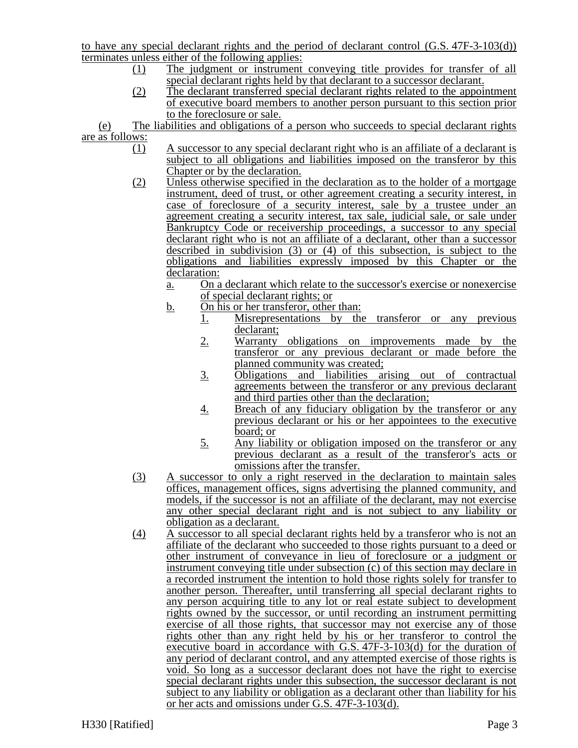to have any special declarant rights and the period of declarant control (G.S. 47F-3-103(d)) terminates unless either of the following applies:

(1) The judgment or instrument conveying title provides for transfer of all special declarant rights held by that declarant to a successor declarant.

(2) The declarant transferred special declarant rights related to the appointment of executive board members to another person pursuant to this section prior to the foreclosure or sale.

(e) The liabilities and obligations of a person who succeeds to special declarant rights are as follows:

(1) A successor to any special declarant right who is an affiliate of a declarant is subject to all obligations and liabilities imposed on the transferor by this Chapter or by the declaration.

(2) Unless otherwise specified in the declaration as to the holder of a mortgage instrument, deed of trust, or other agreement creating a security interest, in case of foreclosure of a security interest, sale by a trustee under an agreement creating a security interest, tax sale, judicial sale, or sale under Bankruptcy Code or receivership proceedings, a successor to any special declarant right who is not an affiliate of a declarant, other than a successor described in subdivision (3) or (4) of this subsection, is subject to the obligations and liabilities expressly imposed by this Chapter or the declaration:

   a. On a declarant which relate to the successor's exercise or nonexercise of special declarant rights; or

   b. On his or her transferor, other than:

      1. Misrepresentations by the transferor or any previous declarant;

      2. Warranty obligations on improvements made by the transferor or any previous declarant or made before the planned community was created;

      3. Obligations and liabilities arising out of contractual agreements between the transferor or any previous declarant and third parties other than the declaration;

      4. Breach of any fiduciary obligation by the transferor or any previous declarant or his or her appointees to the executive board; or

      5. Any liability or obligation imposed on the transferor or any previous declarant as a result of the transferor's acts or omissions after the transfer.

(3) A successor to only a right reserved in the declaration to maintain sales offices, management offices, signs advertising the planned community, and models, if the successor is not an affiliate of the declarant, may not exercise any other special declarant right and is not subject to any liability or obligation as a declarant.

(4) A successor to all special declarant rights held by a transferor who is not an affiliate of the declarant who succeeded to those rights pursuant to a deed or other instrument of conveyance in lieu of foreclosure or a judgment or instrument conveying title under subsection (c) of this section may declare in a recorded instrument the intention to hold those rights solely for transfer to another person. Thereafter, until transferring all special declarant rights to any person acquiring title to any lot or real estate subject to development rights owned by the successor, or until recording an instrument permitting exercise of all those rights, that successor may not exercise any of those rights other than any right held by his or her transferor to control the executive board in accordance with G.S. 47F-3-103(d) for the duration of any period of declarant control, and any attempted exercise of those rights is void. So long as a successor declarant does not have the right to exercise special declarant rights under this subsection, the successor declarant is not subject to any liability or obligation as a declarant other than liability for his or her acts and omissions under G.S. 47F-3-103(d).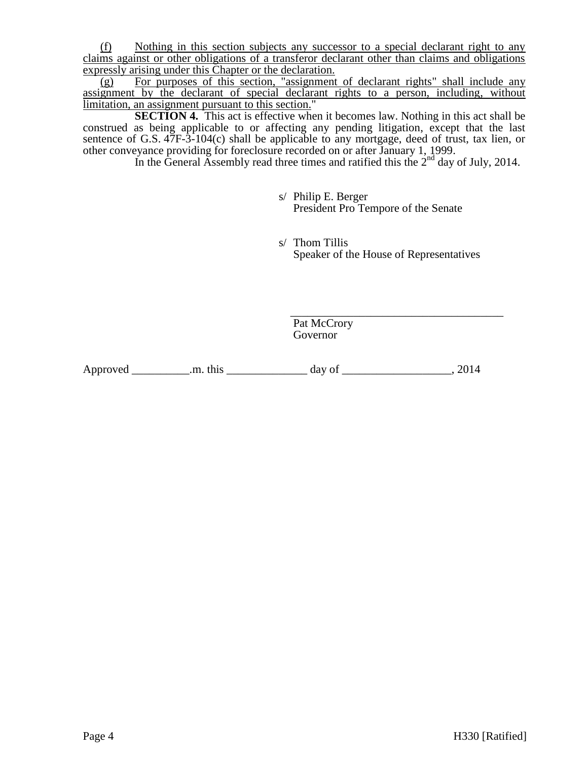(f) Nothing in this section subjects any successor to a special declarant right to any claims against or other obligations of a transferor declarant other than claims and obligations expressly arising under this Chapter or the declaration.

(g) For purposes of this section, "assignment of declarant rights" shall include any assignment by the declarant of special declarant rights to a person, including, without limitation, an assignment pursuant to this section."

**SECTION 4.** This act is effective when it becomes law. Nothing in this act shall be construed as being applicable to or affecting any pending litigation, except that the last sentence of G.S. 47F-3-104(c) shall be applicable to any mortgage, deed of trust, tax lien, or other conveyance providing for foreclosure recorded on or after January 1, 1999.

In the General Assembly read three times and ratified this the 2nd day of July, 2014.

s/ Philip E. Berger
President Pro Tempore of the Senate

s/ Thom Tillis
Speaker of the House of Representatives

\_\_\_\_\_\_\_\_\_\_\_\_\_\_\_\_\_\_\_\_\_\_\_\_\_\_\_\_\_\_\_\_\_\_\_\_\_\_
Pat McCrory
Governor

Approved \_\_\_\_\_\_\_\_\_\_.m. this \_\_\_\_\_\_\_\_\_\_\_\_\_\_ day of \_\_\_\_\_\_\_\_\_\_\_\_\_\_\_\_\_\_\_, 2014